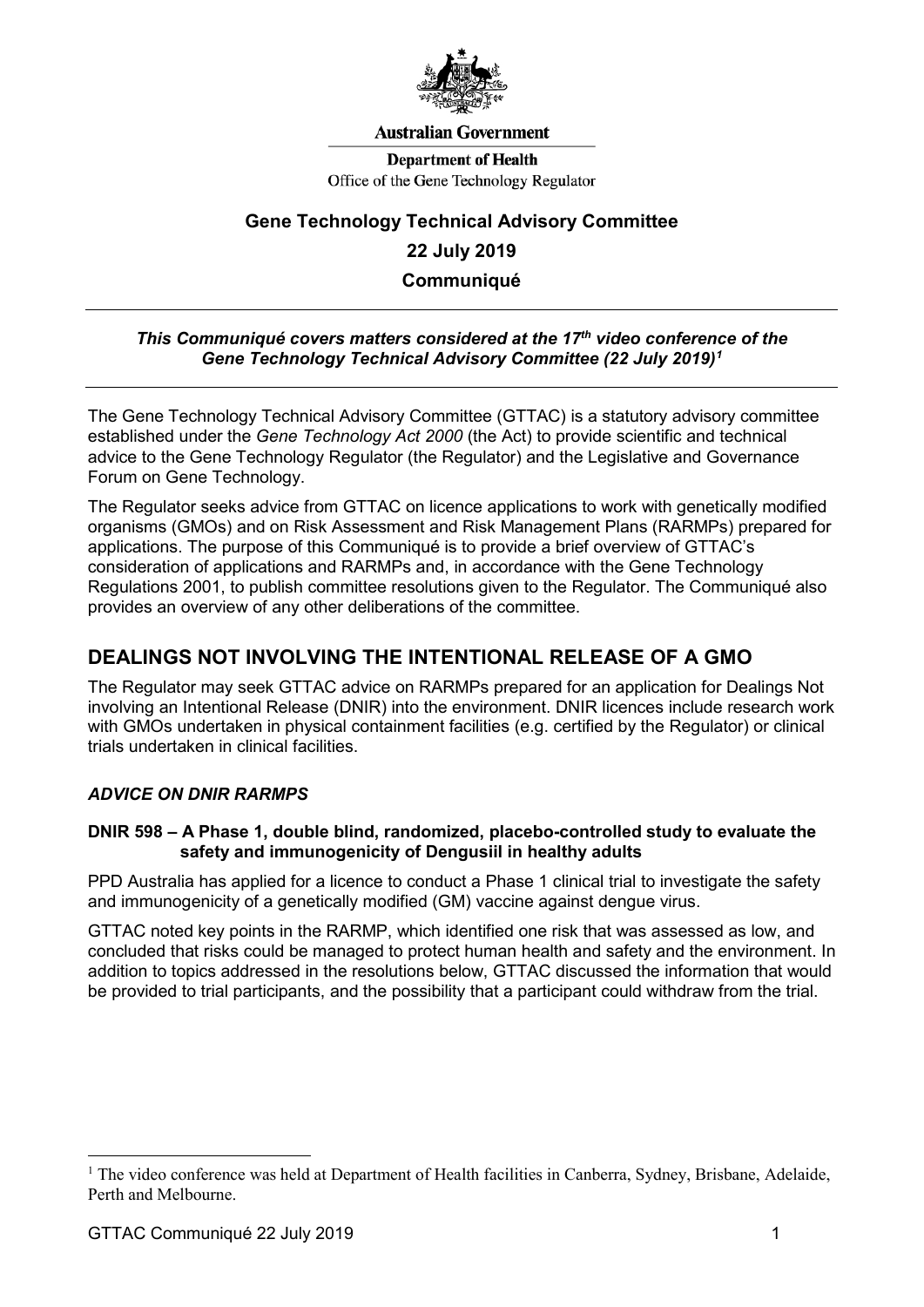**Australian Government**

**Department of Health**

Office of the Gene Technology Regulator

# Gene Technology Technical Advisory Committee

## 22 July 2019

## Communiqué

***This Communiqué covers matters considered at the 17th video conference of the Gene Technology Technical Advisory Committee (22 July 2019)[1]***

The Gene Technology Technical Advisory Committee (GTTAC) is a statutory advisory committee established under the *Gene Technology Act 2000* (the Act) to provide scientific and technical advice to the Gene Technology Regulator (the Regulator) and the Legislative and Governance Forum on Gene Technology.

The Regulator seeks advice from GTTAC on licence applications to work with genetically modified organisms (GMOs) and on Risk Assessment and Risk Management Plans (RARMPs) prepared for applications. The purpose of this Communiqué is to provide a brief overview of GTTAC's consideration of applications and RARMPs and, in accordance with the Gene Technology Regulations 2001, to publish committee resolutions given to the Regulator. The Communiqué also provides an overview of any other deliberations of the committee.

## DEALINGS NOT INVOLVING THE INTENTIONAL RELEASE OF A GMO

The Regulator may seek GTTAC advice on RARMPs prepared for an application for Dealings Not involving an Intentional Release (DNIR) into the environment. DNIR licences include research work with GMOs undertaken in physical containment facilities (e.g. certified by the Regulator) or clinical trials undertaken in clinical facilities.

### *ADVICE ON DNIR RARMPS*

#### DNIR 598 – A Phase 1, double blind, randomized, placebo-controlled study to evaluate the safety and immunogenicity of Dengusiil in healthy adults

PPD Australia has applied for a licence to conduct a Phase 1 clinical trial to investigate the safety and immunogenicity of a genetically modified (GM) vaccine against dengue virus.

GTTAC noted key points in the RARMP, which identified one risk that was assessed as low, and concluded that risks could be managed to protect human health and safety and the environment. In addition to topics addressed in the resolutions below, GTTAC discussed the information that would be provided to trial participants, and the possibility that a participant could withdraw from the trial.

---

[1] The video conference was held at Department of Health facilities in Canberra, Sydney, Brisbane, Adelaide, Perth and Melbourne.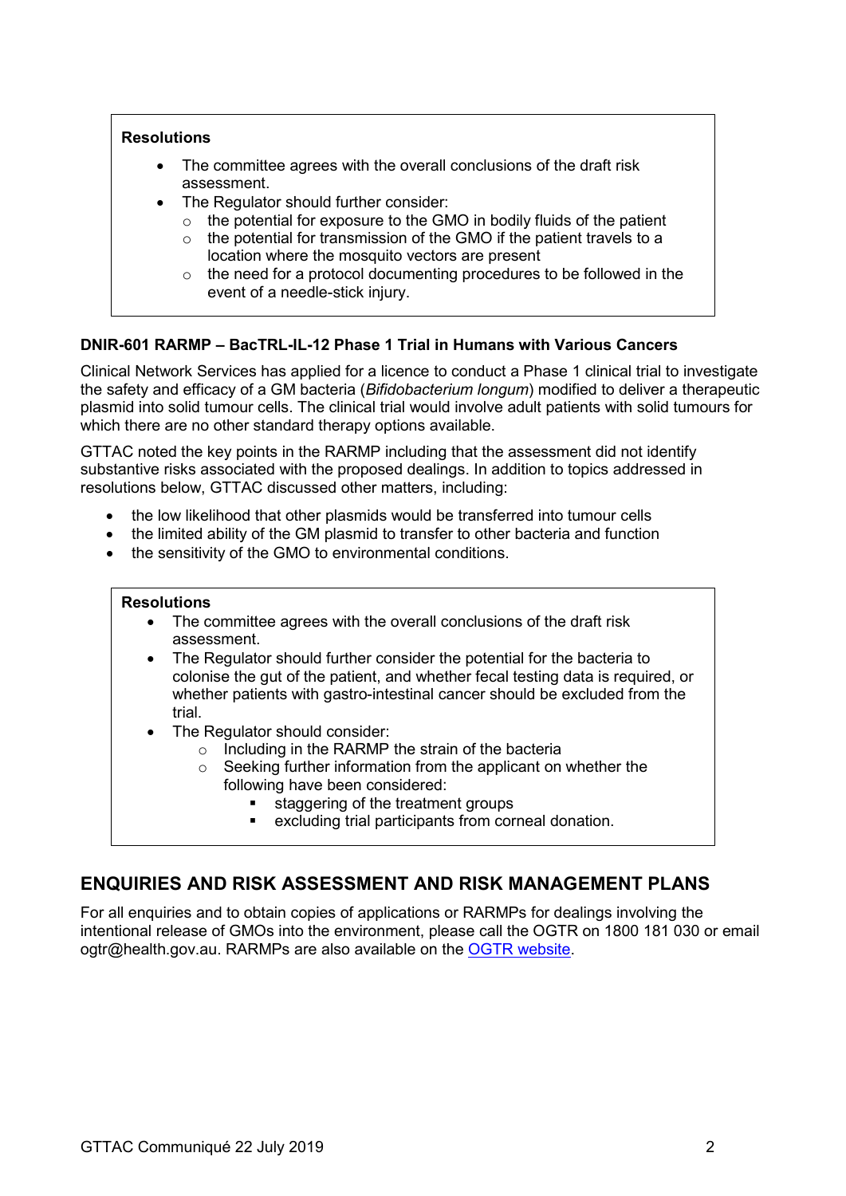**Resolutions**

- The committee agrees with the overall conclusions of the draft risk assessment.
- The Regulator should further consider:
  - the potential for exposure to the GMO in bodily fluids of the patient
  - the potential for transmission of the GMO if the patient travels to a location where the mosquito vectors are present
  - the need for a protocol documenting procedures to be followed in the event of a needle-stick injury.

**DNIR-601 RARMP – BacTRL-IL-12 Phase 1 Trial in Humans with Various Cancers**

Clinical Network Services has applied for a licence to conduct a Phase 1 clinical trial to investigate the safety and efficacy of a GM bacteria (*Bifidobacterium longum*) modified to deliver a therapeutic plasmid into solid tumour cells. The clinical trial would involve adult patients with solid tumours for which there are no other standard therapy options available.

GTTAC noted the key points in the RARMP including that the assessment did not identify substantive risks associated with the proposed dealings. In addition to topics addressed in resolutions below, GTTAC discussed other matters, including:

- the low likelihood that other plasmids would be transferred into tumour cells
- the limited ability of the GM plasmid to transfer to other bacteria and function
- the sensitivity of the GMO to environmental conditions.

**Resolutions**

- The committee agrees with the overall conclusions of the draft risk assessment.
- The Regulator should further consider the potential for the bacteria to colonise the gut of the patient, and whether fecal testing data is required, or whether patients with gastro-intestinal cancer should be excluded from the trial.
- The Regulator should consider:
  - Including in the RARMP the strain of the bacteria
  - Seeking further information from the applicant on whether the following have been considered:
    - staggering of the treatment groups
    - excluding trial participants from corneal donation.

## ENQUIRIES AND RISK ASSESSMENT AND RISK MANAGEMENT PLANS

For all enquiries and to obtain copies of applications or RARMPs for dealings involving the intentional release of GMOs into the environment, please call the OGTR on 1800 181 030 or email ogtr@health.gov.au. RARMPs are also available on the OGTR website.